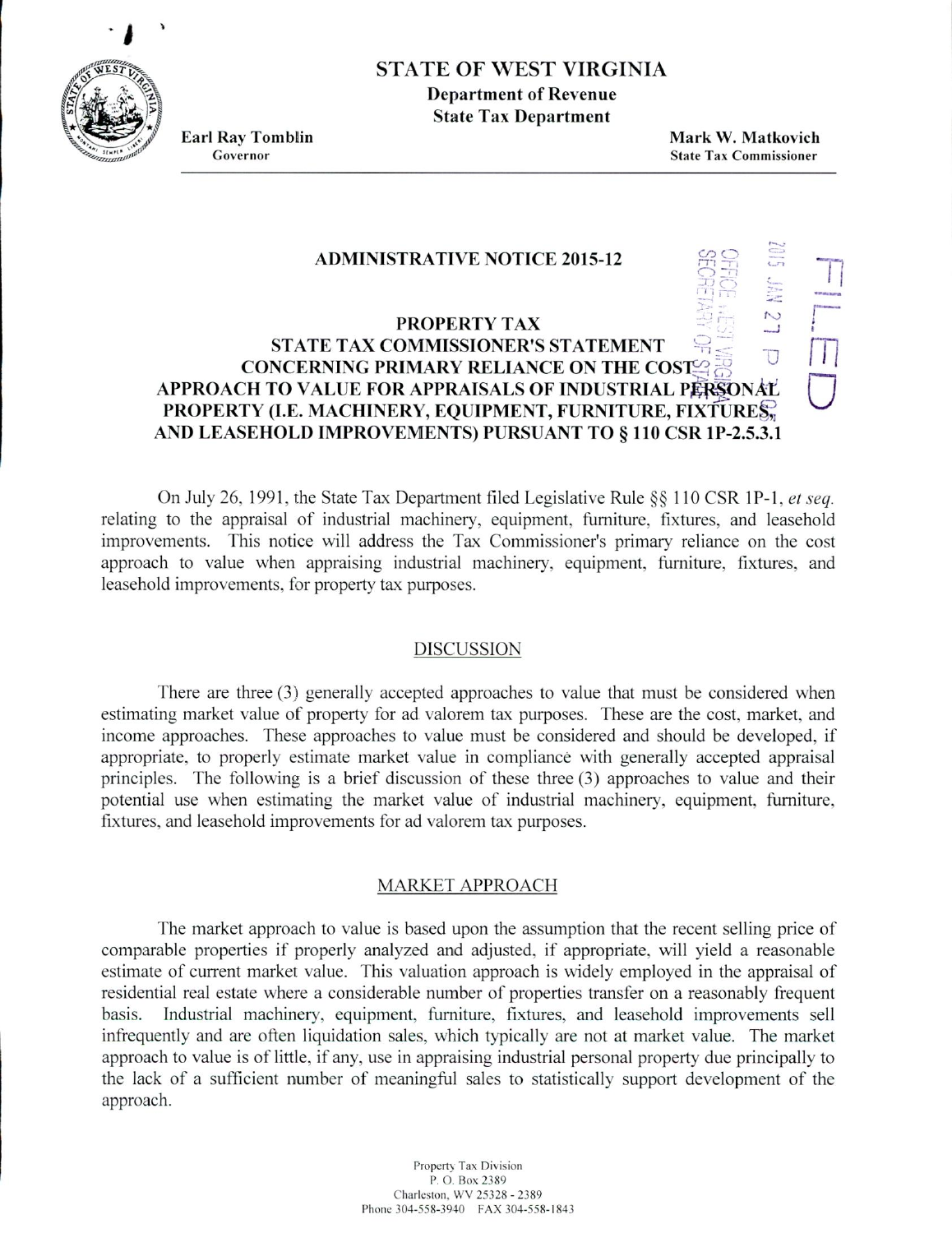# STATE OF WEST VIRGINIA

**Department of Revenue**
**State Tax Department**

**Earl Ray Tomblin**
Governor

**Mark W. Matkovich**
State Tax Commissioner

FILED

2015 JAN 27

OFFICE WEST VIRGINIA SECRETARY OF STATE

## ADMINISTRATIVE NOTICE 2015-12

## PROPERTY TAX
## STATE TAX COMMISSIONER'S STATEMENT CONCERNING PRIMARY RELIANCE ON THE COST APPROACH TO VALUE FOR APPRAISALS OF INDUSTRIAL PERSONAL PROPERTY (I.E. MACHINERY, EQUIPMENT, FURNITURE, FIXTURES, AND LEASEHOLD IMPROVEMENTS) PURSUANT TO § 110 CSR 1P-2.5.3.1

On July 26, 1991, the State Tax Department filed Legislative Rule §§ 110 CSR 1P-1, *et seq.* relating to the appraisal of industrial machinery, equipment, furniture, fixtures, and leasehold improvements. This notice will address the Tax Commissioner's primary reliance on the cost approach to value when appraising industrial machinery, equipment, furniture, fixtures, and leasehold improvements, for property tax purposes.

### DISCUSSION

There are three (3) generally accepted approaches to value that must be considered when estimating market value of property for ad valorem tax purposes. These are the cost, market, and income approaches. These approaches to value must be considered and should be developed, if appropriate, to properly estimate market value in compliance with generally accepted appraisal principles. The following is a brief discussion of these three (3) approaches to value and their potential use when estimating the market value of industrial machinery, equipment, furniture, fixtures, and leasehold improvements for ad valorem tax purposes.

### MARKET APPROACH

The market approach to value is based upon the assumption that the recent selling price of comparable properties if properly analyzed and adjusted, if appropriate, will yield a reasonable estimate of current market value. This valuation approach is widely employed in the appraisal of residential real estate where a considerable number of properties transfer on a reasonably frequent basis. Industrial machinery, equipment, furniture, fixtures, and leasehold improvements sell infrequently and are often liquidation sales, which typically are not at market value. The market approach to value is of little, if any, use in appraising industrial personal property due principally to the lack of a sufficient number of meaningful sales to statistically support development of the approach.

Property Tax Division
P. O. Box 2389
Charleston, WV 25328 - 2389
Phone 304-558-3940 FAX 304-558-1843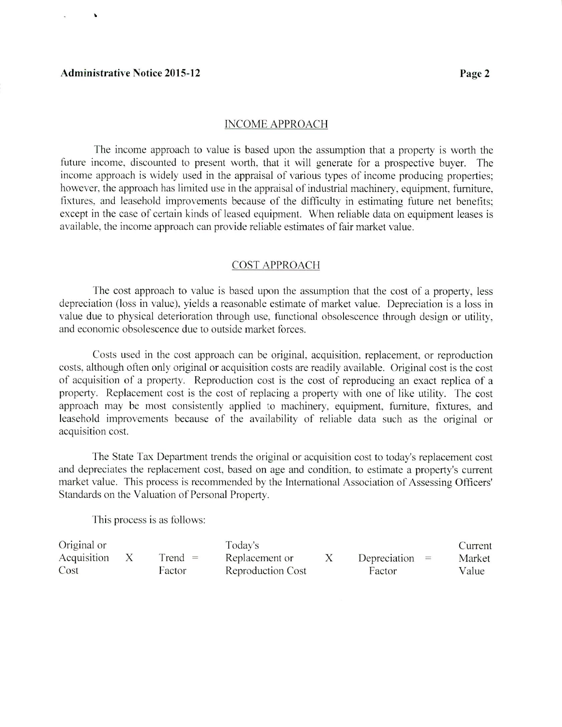## INCOME APPROACH

The income approach to value is based upon the assumption that a property is worth the future income, discounted to present worth, that it will generate for a prospective buyer. The income approach is widely used in the appraisal of various types of income producing properties; however, the approach has limited use in the appraisal of industrial machinery, equipment, furniture, fixtures, and leasehold improvements because of the difficulty in estimating future net benefits; except in the case of certain kinds of leased equipment. When reliable data on equipment leases is available, the income approach can provide reliable estimates of fair market value.

## COST APPROACH

The cost approach to value is based upon the assumption that the cost of a property, less depreciation (loss in value), yields a reasonable estimate of market value. Depreciation is a loss in value due to physical deterioration through use, functional obsolescence through design or utility, and economic obsolescence due to outside market forces.

Costs used in the cost approach can be original, acquisition, replacement, or reproduction costs, although often only original or acquisition costs are readily available. Original cost is the cost of acquisition of a property. Reproduction cost is the cost of reproducing an exact replica of a property. Replacement cost is the cost of replacing a property with one of like utility. The cost approach may be most consistently applied to machinery, equipment, furniture, fixtures, and leasehold improvements because of the availability of reliable data such as the original or acquisition cost.

The State Tax Department trends the original or acquisition cost to today's replacement cost and depreciates the replacement cost, based on age and condition, to estimate a property's current market value. This process is recommended by the International Association of Assessing Officers' Standards on the Valuation of Personal Property.

This process is as follows:

| Original or Acquisition Cost | X | Trend Factor | = | Today's Replacement or Reproduction Cost | X | Depreciation Factor | = | Current Market Value |
|---|---|---|---|---|---|---|---|---|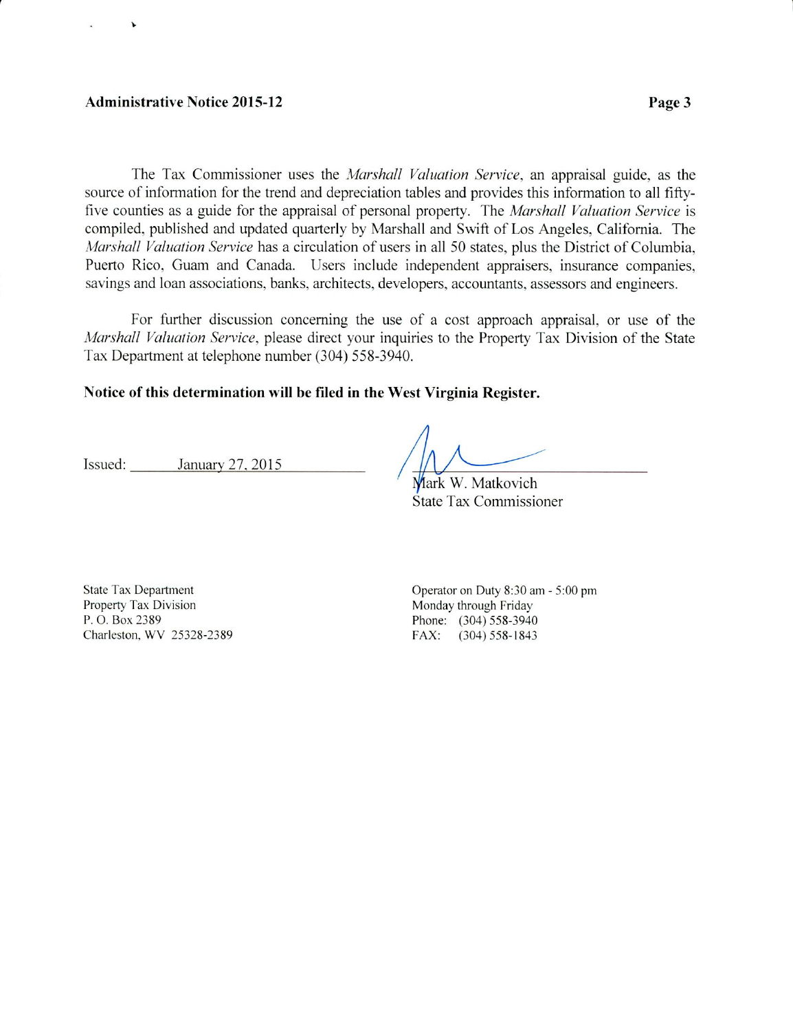The Tax Commissioner uses the *Marshall Valuation Service*, an appraisal guide, as the source of information for the trend and depreciation tables and provides this information to all fifty-five counties as a guide for the appraisal of personal property. The *Marshall Valuation Service* is compiled, published and updated quarterly by Marshall and Swift of Los Angeles, California. The *Marshall Valuation Service* has a circulation of users in all 50 states, plus the District of Columbia, Puerto Rico, Guam and Canada. Users include independent appraisers, insurance companies, savings and loan associations, banks, architects, developers, accountants, assessors and engineers.

For further discussion concerning the use of a cost approach appraisal, or use of the *Marshall Valuation Service*, please direct your inquiries to the Property Tax Division of the State Tax Department at telephone number (304) 558-3940.

**Notice of this determination will be filed in the West Virginia Register.**

Issued: January 27, 2015

Mark W. Matkovich
State Tax Commissioner

State Tax Department
Property Tax Division
P. O. Box 2389
Charleston, WV 25328-2389

Operator on Duty 8:30 am - 5:00 pm
Monday through Friday
Phone: (304) 558-3940
FAX: (304) 558-1843